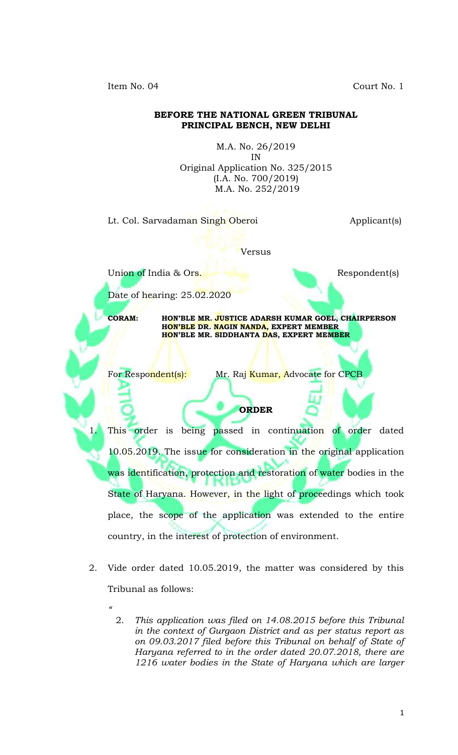Item No. 04 Court No. 1

**BEFORE THE NATIONAL GREEN TRIBUNAL**
**PRINCIPAL BENCH, NEW DELHI**

M.A. No. 26/2019
IN
Original Application No. 325/2015
(I.A. No. 700/2019)
M.A. No. 252/2019

Lt. Col. Sarvadaman Singh Oberoi Applicant(s)

Versus

Union of India & Ors. Respondent(s)

Date of hearing: 25.02.2020

**CORAM: HON'BLE MR. JUSTICE ADARSH KUMAR GOEL, CHAIRPERSON**
**HON'BLE DR. NAGIN NANDA, EXPERT MEMBER**
**HON'BLE MR. SIDDHANTA DAS, EXPERT MEMBER**

For Respondent(s): Mr. Raj Kumar, Advocate for CPCB

**ORDER**

1. This order is being passed in continuation of order dated 10.05.2019. The issue for consideration in the original application was identification, protection and restoration of water bodies in the State of Haryana. However, in the light of proceedings which took place, the scope of the application was extended to the entire country, in the interest of protection of environment.

2. Vide order dated 10.05.2019, the matter was considered by this Tribunal as follows:

"

2. *This application was filed on 14.08.2015 before this Tribunal in the context of Gurgaon District and as per status report as on 09.03.2017 filed before this Tribunal on behalf of State of Haryana referred to in the order dated 20.07.2018, there are 1216 water bodies in the State of Haryana which are larger*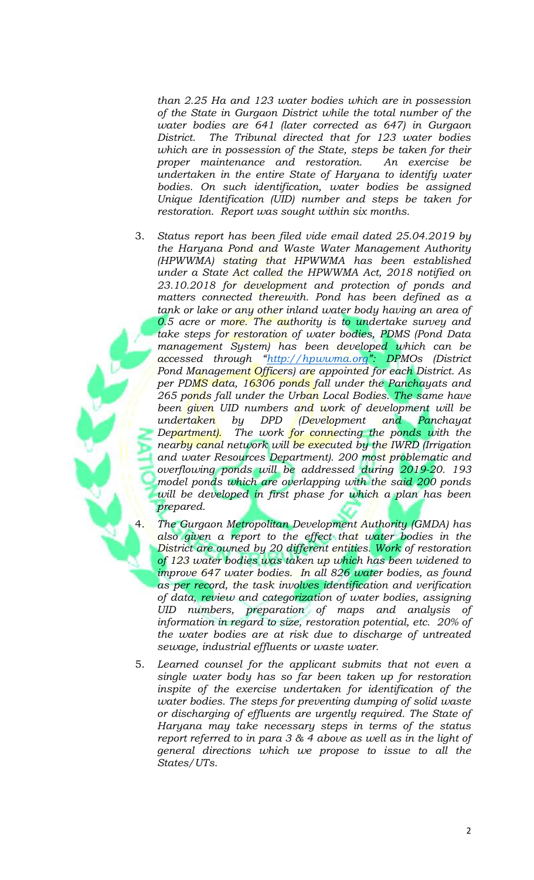*than 2.25 Ha and 123 water bodies which are in possession of the State in Gurgaon District while the total number of the water bodies are 641 (later corrected as 647) in Gurgaon District. The Tribunal directed that for 123 water bodies which are in possession of the State, steps be taken for their proper maintenance and restoration. An exercise be undertaken in the entire State of Haryana to identify water bodies. On such identification, water bodies be assigned Unique Identification (UID) number and steps be taken for restoration. Report was sought within six months.*

3. *Status report has been filed vide email dated 25.04.2019 by the Haryana Pond and Waste Water Management Authority (HPWWMA) stating that HPWWMA has been established under a State Act called the HPWWMA Act, 2018 notified on 23.10.2018 for development and protection of ponds and matters connected therewith. Pond has been defined as a tank or lake or any other inland water body having an area of 0.5 acre or more. The authority is to undertake survey and take steps for restoration of water bodies, PDMS (Pond Data management System) has been developed which can be accessed through "[http://hpwwma.org](http://hpwwma.org)": DPMOs (District Pond Management Officers) are appointed for each District. As per PDMS data, 16306 ponds fall under the Panchayats and 265 ponds fall under the Urban Local Bodies. The same have been given UID numbers and work of development will be undertaken by DPD (Development and Panchayat Department). The work for connecting the ponds with the nearby canal network will be executed by the IWRD (Irrigation and water Resources Department). 200 most problematic and overflowing ponds will be addressed during 2019-20. 193 model ponds which are overlapping with the said 200 ponds will be developed in first phase for which a plan has been prepared.*

4. *The Gurgaon Metropolitan Development Authority (GMDA) has also given a report to the effect that water bodies in the District are owned by 20 different entities. Work of restoration of 123 water bodies was taken up which has been widened to improve 647 water bodies. In all 826 water bodies, as found as per record, the task involves identification and verification of data, review and categorization of water bodies, assigning UID numbers, preparation of maps and analysis of information in regard to size, restoration potential, etc. 20% of the water bodies are at risk due to discharge of untreated sewage, industrial effluents or waste water.*

5. *Learned counsel for the applicant submits that not even a single water body has so far been taken up for restoration inspite of the exercise undertaken for identification of the water bodies. The steps for preventing dumping of solid waste or discharging of effluents are urgently required. The State of Haryana may take necessary steps in terms of the status report referred to in para 3 & 4 above as well as in the light of general directions which we propose to issue to all the States/UTs.*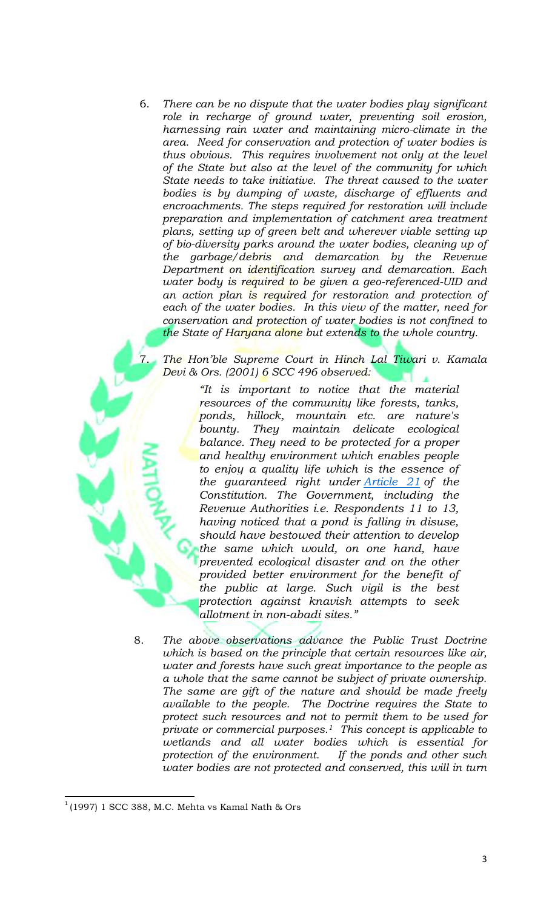6. *There can be no dispute that the water bodies play significant role in recharge of ground water, preventing soil erosion, harnessing rain water and maintaining micro-climate in the area. Need for conservation and protection of water bodies is thus obvious. This requires involvement not only at the level of the State but also at the level of the community for which State needs to take initiative. The threat caused to the water bodies is by dumping of waste, discharge of effluents and encroachments. The steps required for restoration will include preparation and implementation of catchment area treatment plans, setting up of green belt and wherever viable setting up of bio-diversity parks around the water bodies, cleaning up of the garbage/debris and demarcation by the Revenue Department on identification survey and demarcation. Each water body is required to be given a geo-referenced-UID and an action plan is required for restoration and protection of each of the water bodies. In this view of the matter, need for conservation and protection of water bodies is not confined to the State of Haryana alone but extends to the whole country.*

7. *The Hon'ble Supreme Court in Hinch Lal Tiwari v. Kamala Devi & Ors. (2001) 6 SCC 496 observed:*

> *"It is important to notice that the material resources of the community like forests, tanks, ponds, hillock, mountain etc. are nature's bounty. They maintain delicate ecological balance. They need to be protected for a proper and healthy environment which enables people to enjoy a quality life which is the essence of the guaranteed right under Article 21 of the Constitution. The Government, including the Revenue Authorities i.e. Respondents 11 to 13, having noticed that a pond is falling in disuse, should have bestowed their attention to develop the same which would, on one hand, have prevented ecological disaster and on the other provided better environment for the benefit of the public at large. Such vigil is the best protection against knavish attempts to seek allotment in non-abadi sites."*

8. *The above observations advance the Public Trust Doctrine which is based on the principle that certain resources like air, water and forests have such great importance to the people as a whole that the same cannot be subject of private ownership. The same are gift of the nature and should be made freely available to the people. The Doctrine requires the State to protect such resources and not to permit them to be used for private or commercial purposes.[1] This concept is applicable to wetlands and all water bodies which is essential for protection of the environment. If the ponds and other such water bodies are not protected and conserved, this will in turn*

---

[1] (1997) 1 SCC 388, M.C. Mehta vs Kamal Nath & Ors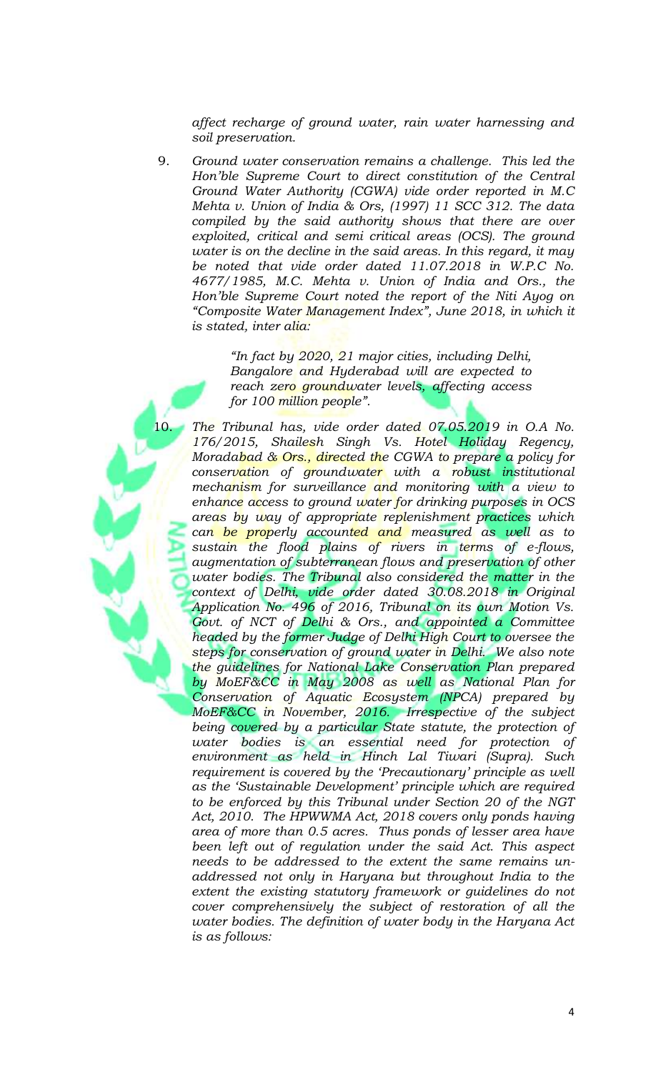*affect recharge of ground water, rain water harnessing and soil preservation.*

9. *Ground water conservation remains a challenge. This led the Hon'ble Supreme Court to direct constitution of the Central Ground Water Authority (CGWA) vide order reported in M.C Mehta v. Union of India & Ors, (1997) 11 SCC 312. The data compiled by the said authority shows that there are over exploited, critical and semi critical areas (OCS). The ground water is on the decline in the said areas. In this regard, it may be noted that vide order dated 11.07.2018 in W.P.C No. 4677/1985, M.C. Mehta v. Union of India and Ors., the Hon'ble Supreme Court noted the report of the Niti Ayog on "Composite Water Management Index", June 2018, in which it is stated, inter alia:*

   > *"In fact by 2020, 21 major cities, including Delhi, Bangalore and Hyderabad will are expected to reach zero groundwater levels, affecting access for 100 million people".*

10. *The Tribunal has, vide order dated 07.05.2019 in O.A No. 176/2015, Shailesh Singh Vs. Hotel Holiday Regency, Moradabad & Ors., directed the CGWA to prepare a policy for conservation of groundwater with a robust institutional mechanism for surveillance and monitoring with a view to enhance access to ground water for drinking purposes in OCS areas by way of appropriate replenishment practices which can be properly accounted and measured as well as to sustain the flood plains of rivers in terms of e-flows, augmentation of subterranean flows and preservation of other water bodies. The Tribunal also considered the matter in the context of Delhi, vide order dated 30.08.2018 in Original Application No. 496 of 2016, Tribunal on its own Motion Vs. Govt. of NCT of Delhi & Ors., and appointed a Committee headed by the former Judge of Delhi High Court to oversee the steps for conservation of ground water in Delhi. We also note the guidelines for National Lake Conservation Plan prepared by MoEF&CC in May 2008 as well as National Plan for Conservation of Aquatic Ecosystem (NPCA) prepared by MoEF&CC in November, 2016. Irrespective of the subject being covered by a particular State statute, the protection of water bodies is an essential need for protection of environment as held in Hinch Lal Tiwari (Supra). Such requirement is covered by the 'Precautionary' principle as well as the 'Sustainable Development' principle which are required to be enforced by this Tribunal under Section 20 of the NGT Act, 2010. The HPWWMA Act, 2018 covers only ponds having area of more than 0.5 acres. Thus ponds of lesser area have been left out of regulation under the said Act. This aspect needs to be addressed to the extent the same remains un-addressed not only in Haryana but throughout India to the extent the existing statutory framework or guidelines do not cover comprehensively the subject of restoration of all the water bodies. The definition of water body in the Haryana Act is as follows:*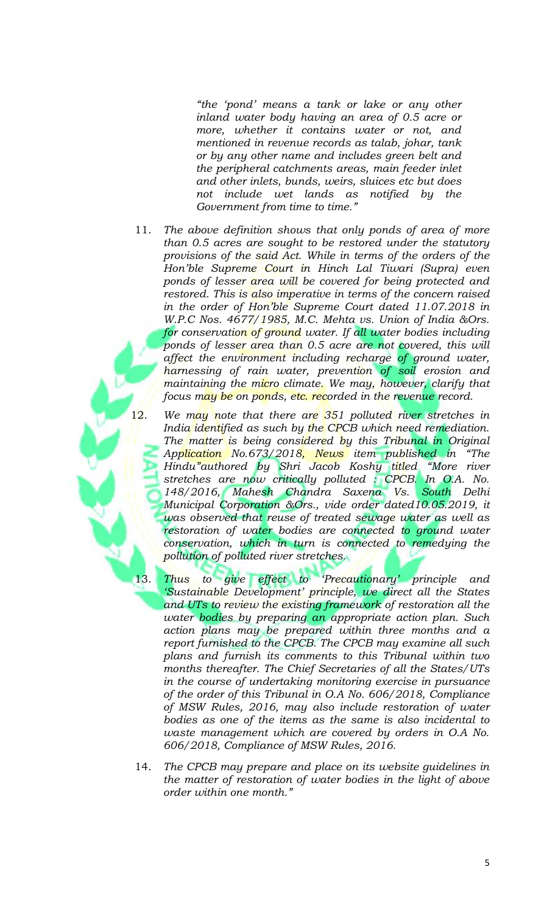*"the 'pond' means a tank or lake or any other inland water body having an area of 0.5 acre or more, whether it contains water or not, and mentioned in revenue records as talab, johar, tank or by any other name and includes green belt and the peripheral catchments areas, main feeder inlet and other inlets, bunds, weirs, sluices etc but does not include wet lands as notified by the Government from time to time."*

11. *The above definition shows that only ponds of area of more than 0.5 acres are sought to be restored under the statutory provisions of the said Act. While in terms of the orders of the Hon'ble Supreme Court in Hinch Lal Tiwari (Supra) even ponds of lesser area will be covered for being protected and restored. This is also imperative in terms of the concern raised in the order of Hon'ble Supreme Court dated 11.07.2018 in W.P.C Nos. 4677/1985, M.C. Mehta vs. Union of India &Ors. for conservation of ground water. If all water bodies including ponds of lesser area than 0.5 acre are not covered, this will affect the environment including recharge of ground water, harnessing of rain water, prevention of soil erosion and maintaining the micro climate. We may, however, clarify that focus may be on ponds, etc. recorded in the revenue record.*

12. *We may note that there are 351 polluted river stretches in India identified as such by the CPCB which need remediation. The matter is being considered by this Tribunal in Original Application No.673/2018, News item published in "The Hindu"authored by Shri Jacob Koshy titled "More river stretches are now critically polluted : CPCB. In O.A. No. 148/2016, Mahesh Chandra Saxena Vs. South Delhi Municipal Corporation &Ors., vide order dated10.05.2019, it was observed that reuse of treated sewage water as well as restoration of water bodies are connected to ground water conservation, which in turn is connected to remedying the pollution of polluted river stretches.*

13. *Thus to give effect to 'Precautionary' principle and 'Sustainable Development' principle, we direct all the States and UTs to review the existing framework of restoration all the water bodies by preparing an appropriate action plan. Such action plans may be prepared within three months and a report furnished to the CPCB. The CPCB may examine all such plans and furnish its comments to this Tribunal within two months thereafter. The Chief Secretaries of all the States/UTs in the course of undertaking monitoring exercise in pursuance of the order of this Tribunal in O.A No. 606/2018, Compliance of MSW Rules, 2016, may also include restoration of water bodies as one of the items as the same is also incidental to waste management which are covered by orders in O.A No. 606/2018, Compliance of MSW Rules, 2016.*

14. *The CPCB may prepare and place on its website guidelines in the matter of restoration of water bodies in the light of above order within one month."*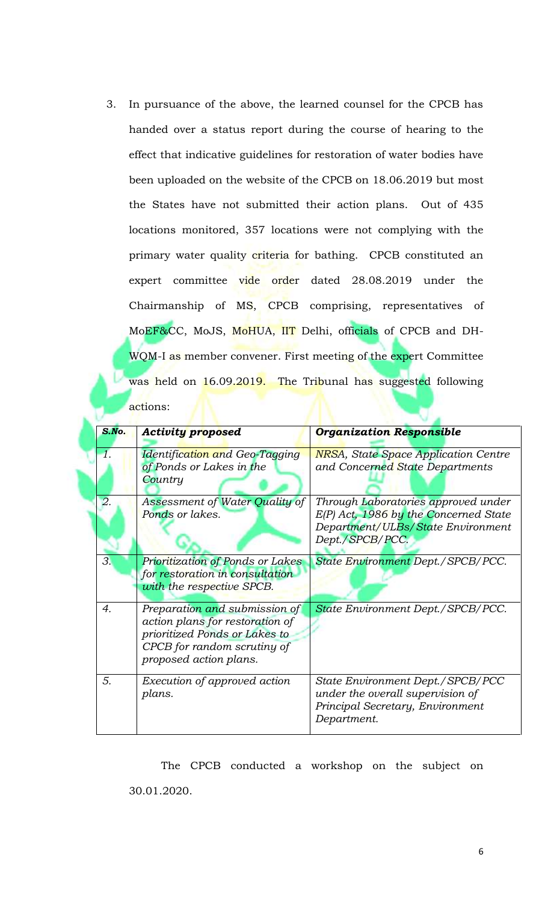3. In pursuance of the above, the learned counsel for the CPCB has handed over a status report during the course of hearing to the effect that indicative guidelines for restoration of water bodies have been uploaded on the website of the CPCB on 18.06.2019 but most the States have not submitted their action plans. Out of 435 locations monitored, 357 locations were not complying with the primary water quality criteria for bathing. CPCB constituted an expert committee vide order dated 28.08.2019 under the Chairmanship of MS, CPCB comprising, representatives of MoEF&CC, MoJS, MoHUA, IIT Delhi, officials of CPCB and DH-WQM-I as member convener. First meeting of the expert Committee was held on 16.09.2019. The Tribunal has suggested following actions:

| *S.No.* | *Activity proposed* | *Organization Responsible* |
|---|---|---|
| *1.* | *Identification and Geo-Tagging of Ponds or Lakes in the Country* | *NRSA, State Space Application Centre and Concerned State Departments* |
| *2.* | *Assessment of Water Quality of Ponds or lakes.* | *Through Laboratories approved under E(P) Act, 1986 by the Concerned State Department/ULBs/State Environment Dept./SPCB/PCC.* |
| *3.* | *Prioritization of Ponds or Lakes for restoration in consultation with the respective SPCB.* | *State Environment Dept./SPCB/PCC.* |
| *4.* | *Preparation and submission of action plans for restoration of prioritized Ponds or Lakes to CPCB for random scrutiny of proposed action plans.* | *State Environment Dept./SPCB/PCC.* |
| *5.* | *Execution of approved action plans.* | *State Environment Dept./SPCB/PCC under the overall supervision of Principal Secretary, Environment Department.* |

The CPCB conducted a workshop on the subject on 30.01.2020.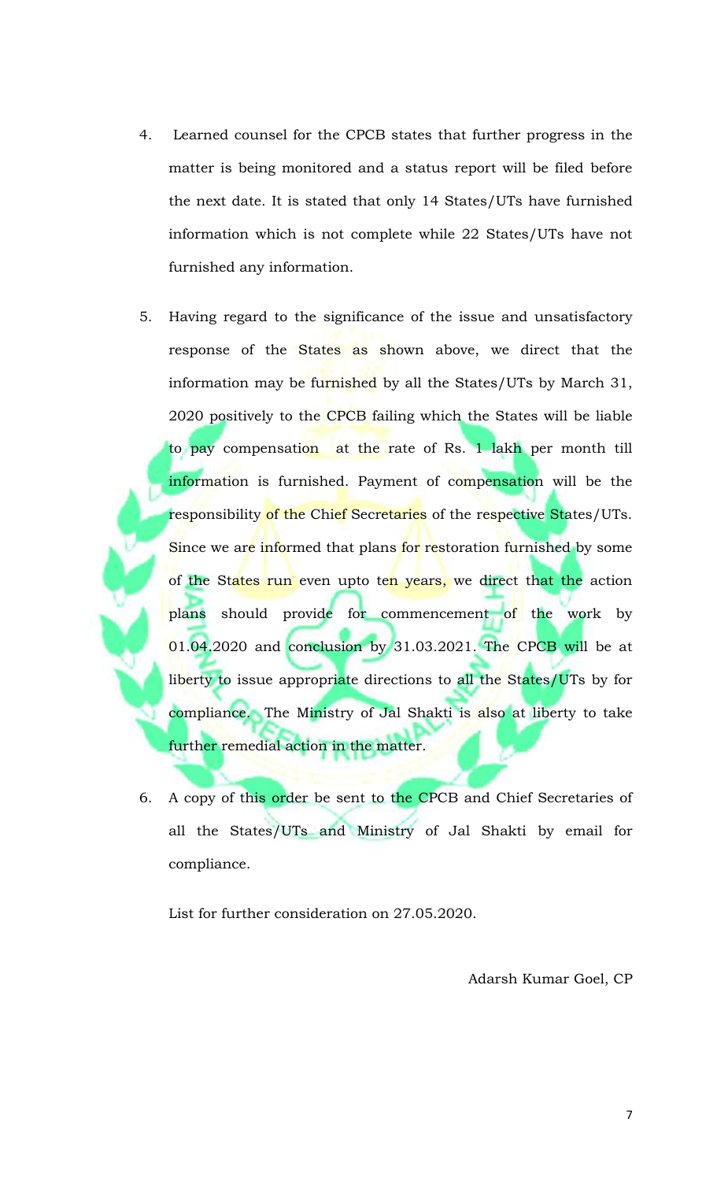4. Learned counsel for the CPCB states that further progress in the matter is being monitored and a status report will be filed before the next date. It is stated that only 14 States/UTs have furnished information which is not complete while 22 States/UTs have not furnished any information.

5. Having regard to the significance of the issue and unsatisfactory response of the States as shown above, we direct that the information may be furnished by all the States/UTs by March 31, 2020 positively to the CPCB failing which the States will be liable to pay compensation at the rate of Rs. 1 lakh per month till information is furnished. Payment of compensation will be the responsibility of the Chief Secretaries of the respective States/UTs. Since we are informed that plans for restoration furnished by some of the States run even upto ten years, we direct that the action plans should provide for commencement of the work by 01.04.2020 and conclusion by 31.03.2021. The CPCB will be at liberty to issue appropriate directions to all the States/UTs by for compliance. The Ministry of Jal Shakti is also at liberty to take further remedial action in the matter.

6. A copy of this order be sent to the CPCB and Chief Secretaries of all the States/UTs and Ministry of Jal Shakti by email for compliance.

List for further consideration on 27.05.2020.

Adarsh Kumar Goel, CP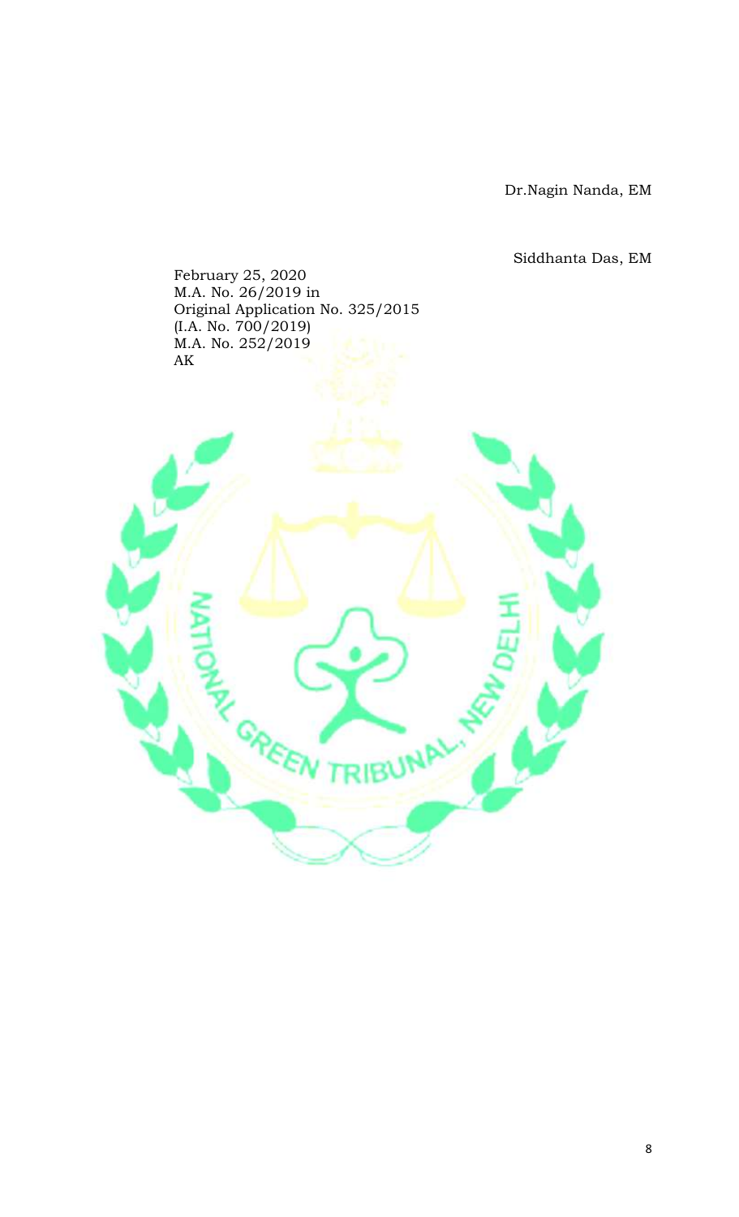Dr.Nagin Nanda, EM

Siddhanta Das, EM

February 25, 2020
M.A. No. 26/2019 in
Original Application No. 325/2015
(I.A. No. 700/2019)
M.A. No. 252/2019
AK